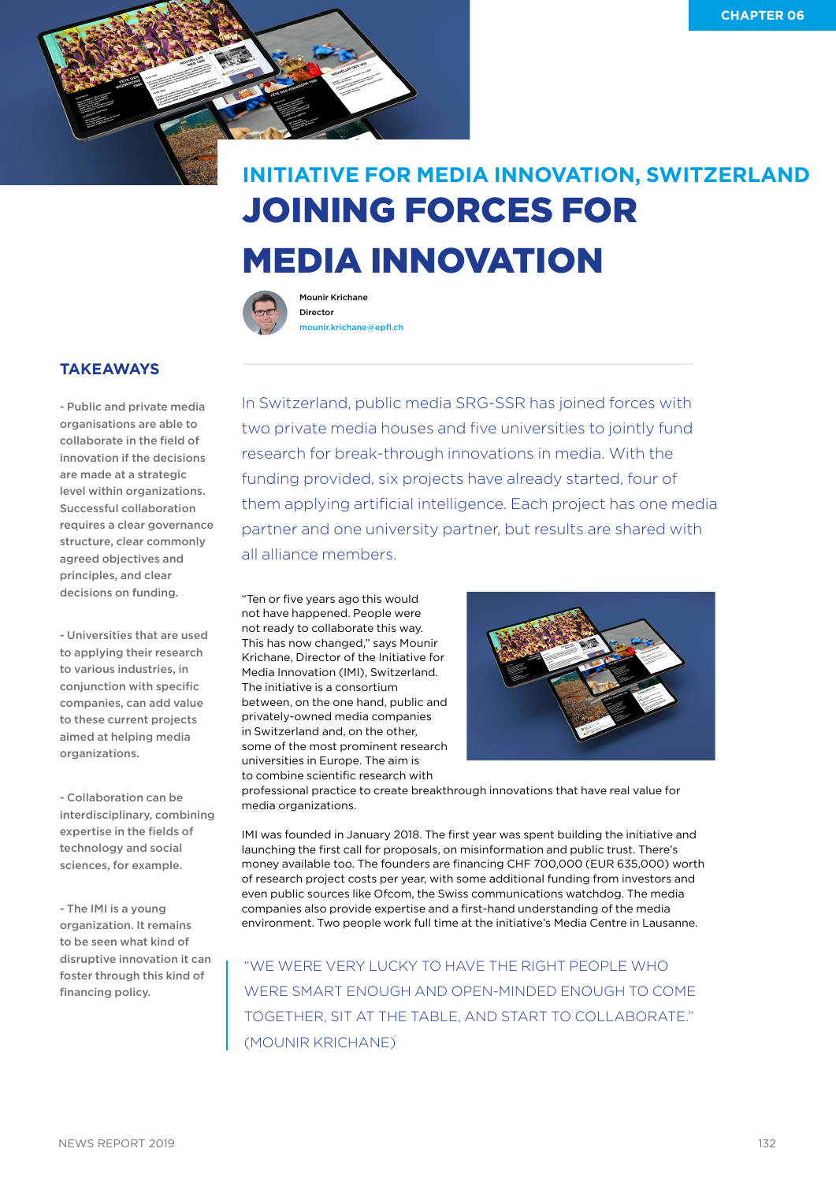CHAPTER 06

# INITIATIVE FOR MEDIA INNOVATION, SWITZERLAND

# JOINING FORCES FOR MEDIA INNOVATION

Mounir Krichane
Director
mounir.krichane@epfl.ch

## TAKEAWAYS

- Public and private media organisations are able to collaborate in the field of innovation if the decisions are made at a strategic level within organizations. Successful collaboration requires a clear governance structure, clear commonly agreed objectives and principles, and clear decisions on funding.

- Universities that are used to applying their research to various industries, in conjunction with specific companies, can add value to these current projects aimed at helping media organizations.

- Collaboration can be interdisciplinary, combining expertise in the fields of technology and social sciences, for example.

- The IMI is a young organization. It remains to be seen what kind of disruptive innovation it can foster through this kind of financing policy.

In Switzerland, public media SRG-SSR has joined forces with two private media houses and five universities to jointly fund research for break-through innovations in media. With the funding provided, six projects have already started, four of them applying artificial intelligence. Each project has one media partner and one university partner, but results are shared with all alliance members.

"Ten or five years ago this would not have happened. People were not ready to collaborate this way. This has now changed," says Mounir Krichane, Director of the Initiative for Media Innovation (IMI), Switzerland. The initiative is a consortium between, on the one hand, public and privately-owned media companies in Switzerland and, on the other, some of the most prominent research universities in Europe. The aim is to combine scientific research with professional practice to create breakthrough innovations that have real value for media organizations.

IMI was founded in January 2018. The first year was spent building the initiative and launching the first call for proposals, on misinformation and public trust. There's money available too. The founders are financing CHF 700,000 (EUR 635,000) worth of research project costs per year, with some additional funding from investors and even public sources like Ofcom, the Swiss communications watchdog. The media companies also provide expertise and a first-hand understanding of the media environment. Two people work full time at the initiative's Media Centre in Lausanne.

> "WE WERE VERY LUCKY TO HAVE THE RIGHT PEOPLE WHO WERE SMART ENOUGH AND OPEN-MINDED ENOUGH TO COME TOGETHER, SIT AT THE TABLE, AND START TO COLLABORATE." (MOUNIR KRICHANE)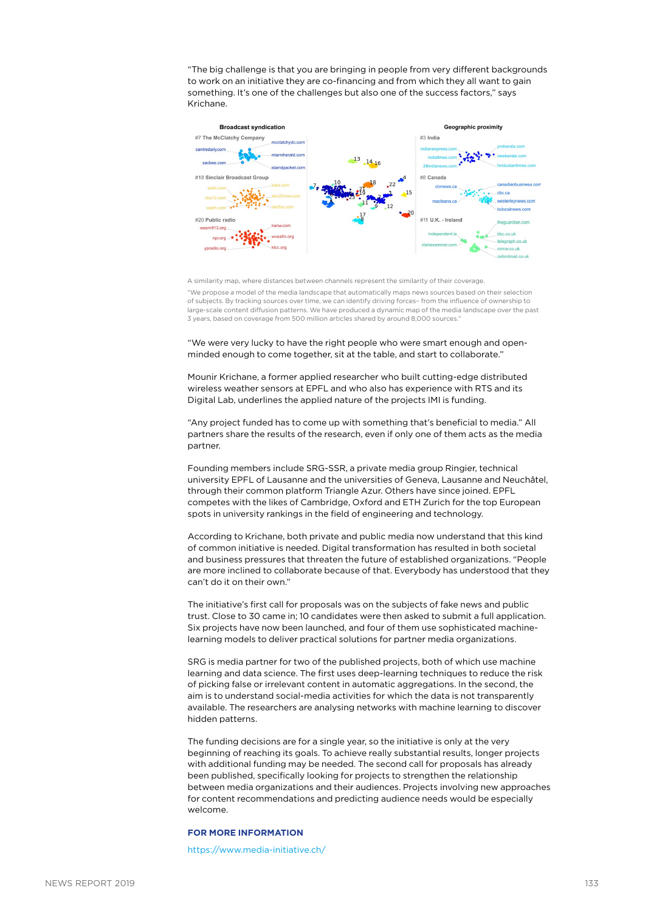"The big challenge is that you are bringing in people from very different backgrounds to work on an initiative they are co-financing and from which they all want to gain something. It's one of the challenges but also one of the success factors," says Krichane.

Broadcast syndication

#7 The McClatchy Company

mcclatchydc.com

centredaily.com

miamiherald.com

sacbee.com

islandpacket.com

#18 Sinclair Broadcast Group

kalia.com

wsbt.com

cbs12.com

abc22now.com

wach.com

okcfox.com

#20 Public radio

kanw.com

wesm913.org

npr.org

wvasfm.org

ypradio.org

klcc.org

13

14

16

10

18

22

4

7

21

19

23

3

15

11

2

9

12

20

17

8

Geographic proximity

#3 India

prokerala.com

indianexpress.com

indiatimes.com

newkerala.com

24indianews.com

hindustantimes.com

#8 Canada

ctvnews.ca

canadianbusiness.com

cbc.ca

macleans.ca

westerleynews.com

bclocalnews.com

#11 U.K. - Ireland

theguardian.com

independent.ie

bbc.co.uk

telegraph.co.uk

irishexaminer.com

mirror.co.uk

oxfordmail.co.uk

A similarity map, where distances between channels represent the similarity of their coverage.

"We propose a model of the media landscape that automatically maps news sources based on their selection of subjects. By tracking sources over time, we can identify driving forces– from the influence of ownership to large-scale content diffusion patterns. We have produced a dynamic map of the media landscape over the past 3 years, based on coverage from 500 million articles shared by around 8,000 sources."

"We were very lucky to have the right people who were smart enough and open-minded enough to come together, sit at the table, and start to collaborate."

Mounir Krichane, a former applied researcher who built cutting-edge distributed wireless weather sensors at EPFL and who also has experience with RTS and its Digital Lab, underlines the applied nature of the projects IMI is funding.

"Any project funded has to come up with something that's beneficial to media." All partners share the results of the research, even if only one of them acts as the media partner.

Founding members include SRG-SSR, a private media group Ringier, technical university EPFL of Lausanne and the universities of Geneva, Lausanne and Neuchâtel, through their common platform Triangle Azur. Others have since joined. EPFL competes with the likes of Cambridge, Oxford and ETH Zurich for the top European spots in university rankings in the field of engineering and technology.

According to Krichane, both private and public media now understand that this kind of common initiative is needed. Digital transformation has resulted in both societal and business pressures that threaten the future of established organizations. "People are more inclined to collaborate because of that. Everybody has understood that they can't do it on their own."

The initiative's first call for proposals was on the subjects of fake news and public trust. Close to 30 came in; 10 candidates were then asked to submit a full application. Six projects have now been launched, and four of them use sophisticated machine-learning models to deliver practical solutions for partner media organizations.

SRG is media partner for two of the published projects, both of which use machine learning and data science. The first uses deep-learning techniques to reduce the risk of picking false or irrelevant content in automatic aggregations. In the second, the aim is to understand social-media activities for which the data is not transparently available. The researchers are analysing networks with machine learning to discover hidden patterns.

The funding decisions are for a single year, so the initiative is only at the very beginning of reaching its goals. To achieve really substantial results, longer projects with additional funding may be needed. The second call for proposals has already been published, specifically looking for projects to strengthen the relationship between media organizations and their audiences. Projects involving new approaches for content recommendations and predicting audience needs would be especially welcome.

**FOR MORE INFORMATION**

https://www.media-initiative.ch/